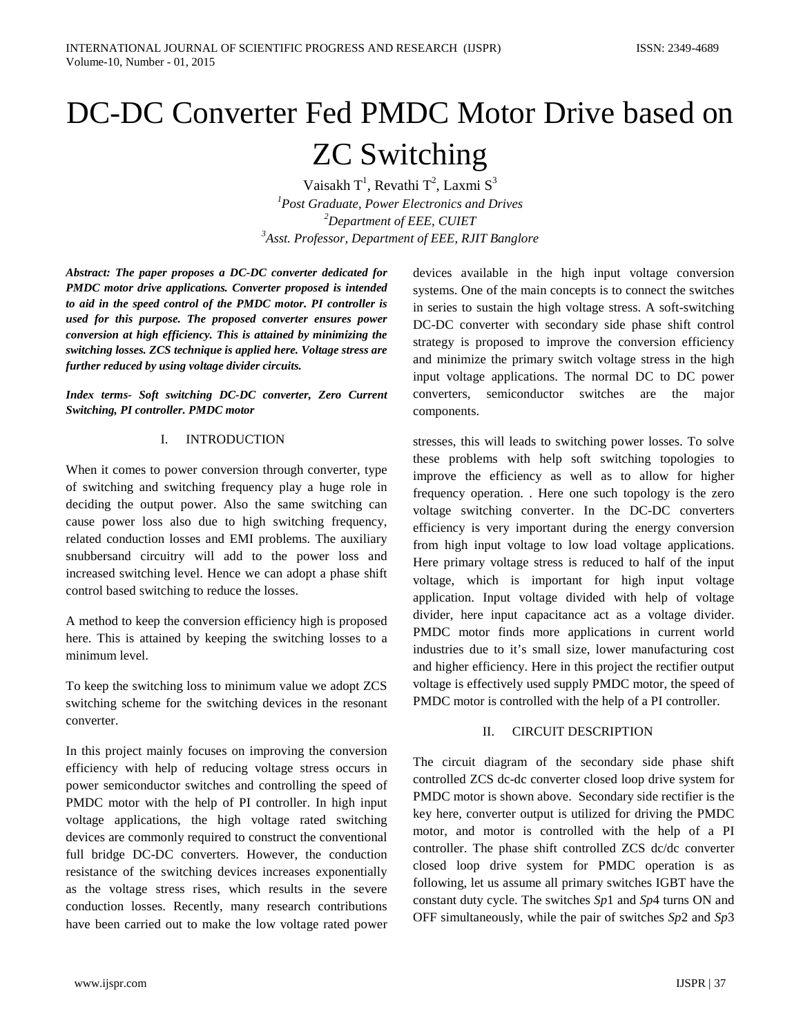# DC-DC Converter Fed PMDC Motor Drive based on ZC Switching

Vaisakh T[1], Revathi T[2], Laxmi S[3]

[1]*Post Graduate, Power Electronics and Drives*
[2]*Department of EEE, CUIET*
[3]*Asst. Professor, Department of EEE, RJIT Banglore*

***Abstract: The paper proposes a DC-DC converter dedicated for PMDC motor drive applications. Converter proposed is intended to aid in the speed control of the PMDC motor. PI controller is used for this purpose. The proposed converter ensures power conversion at high efficiency. This is attained by minimizing the switching losses. ZCS technique is applied here. Voltage stress are further reduced by using voltage divider circuits.***

***Index terms- Soft switching DC-DC converter, Zero Current Switching, PI controller. PMDC motor***

## I. INTRODUCTION

When it comes to power conversion through converter, type of switching and switching frequency play a huge role in deciding the output power. Also the same switching can cause power loss also due to high switching frequency, related conduction losses and EMI problems. The auxiliary snubbersand circuitry will add to the power loss and increased switching level. Hence we can adopt a phase shift control based switching to reduce the losses.

A method to keep the conversion efficiency high is proposed here. This is attained by keeping the switching losses to a minimum level.

To keep the switching loss to minimum value we adopt ZCS switching scheme for the switching devices in the resonant converter.

In this project mainly focuses on improving the conversion efficiency with help of reducing voltage stress occurs in power semiconductor switches and controlling the speed of PMDC motor with the help of PI controller. In high input voltage applications, the high voltage rated switching devices are commonly required to construct the conventional full bridge DC-DC converters. However, the conduction resistance of the switching devices increases exponentially as the voltage stress rises, which results in the severe conduction losses. Recently, many research contributions have been carried out to make the low voltage rated power devices available in the high input voltage conversion systems. One of the main concepts is to connect the switches in series to sustain the high voltage stress. A soft-switching DC-DC converter with secondary side phase shift control strategy is proposed to improve the conversion efficiency and minimize the primary switch voltage stress in the high input voltage applications. The normal DC to DC power converters, semiconductor switches are the major components.

stresses, this will leads to switching power losses. To solve these problems with help soft switching topologies to improve the efficiency as well as to allow for higher frequency operation. . Here one such topology is the zero voltage switching converter. In the DC-DC converters efficiency is very important during the energy conversion from high input voltage to low load voltage applications. Here primary voltage stress is reduced to half of the input voltage, which is important for high input voltage application. Input voltage divided with help of voltage divider, here input capacitance act as a voltage divider. PMDC motor finds more applications in current world industries due to it's small size, lower manufacturing cost and higher efficiency. Here in this project the rectifier output voltage is effectively used supply PMDC motor, the speed of PMDC motor is controlled with the help of a PI controller.

## II. CIRCUIT DESCRIPTION

The circuit diagram of the secondary side phase shift controlled ZCS dc-dc converter closed loop drive system for PMDC motor is shown above. Secondary side rectifier is the key here, converter output is utilized for driving the PMDC motor, and motor is controlled with the help of a PI controller. The phase shift controlled ZCS dc/dc converter closed loop drive system for PMDC operation is as following, let us assume all primary switches IGBT have the constant duty cycle. The switches $Sp1$ and $Sp4$ turns ON and OFF simultaneously, while the pair of switches $Sp2$ and $Sp3$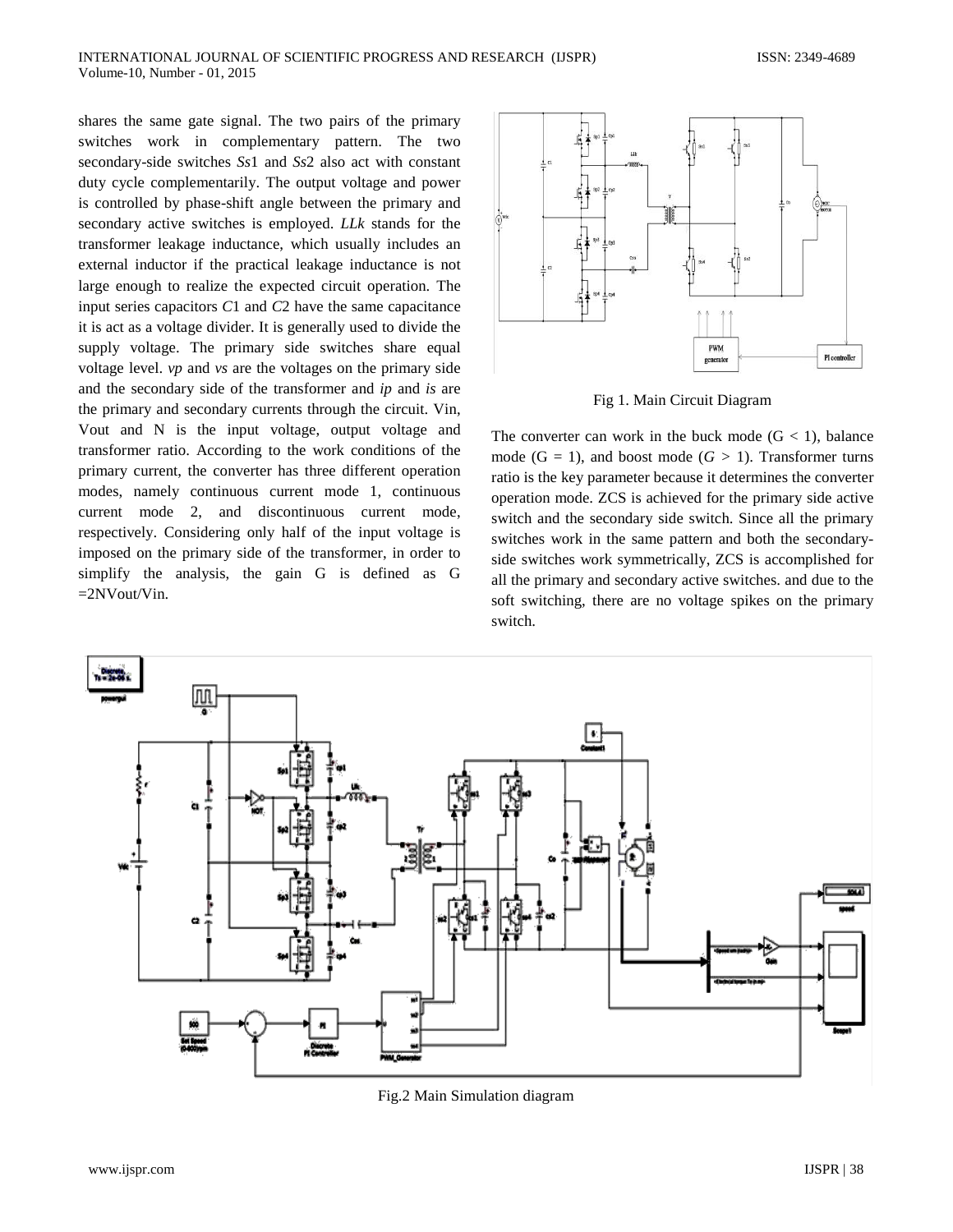shares the same gate signal. The two pairs of the primary switches work in complementary pattern. The two secondary-side switches *Ss*1 and *Ss*2 also act with constant duty cycle complementarily. The output voltage and power is controlled by phase-shift angle between the primary and secondary active switches is employed. *LLk* stands for the transformer leakage inductance, which usually includes an external inductor if the practical leakage inductance is not large enough to realize the expected circuit operation. The input series capacitors *C*1 and *C*2 have the same capacitance it is act as a voltage divider. It is generally used to divide the supply voltage. The primary side switches share equal voltage level. *vp* and *vs* are the voltages on the primary side and the secondary side of the transformer and *ip* and *is* are the primary and secondary currents through the circuit. Vin, Vout and N is the input voltage, output voltage and transformer ratio. According to the work conditions of the primary current, the converter has three different operation modes, namely continuous current mode 1, continuous current mode 2, and discontinuous current mode, respectively. Considering only half of the input voltage is imposed on the primary side of the transformer, in order to simplify the analysis, the gain G is defined as G =2NVout/Vin.

Fig 1. Main Circuit Diagram

The converter can work in the buck mode (G < 1), balance mode (G = 1), and boost mode (*G* > 1). Transformer turns ratio is the key parameter because it determines the converter operation mode. ZCS is achieved for the primary side active switch and the secondary side switch. Since all the primary switches work in the same pattern and both the secondary-side switches work symmetrically, ZCS is accomplished for all the primary and secondary active switches. and due to the soft switching, there are no voltage spikes on the primary switch.

Fig.2 Main Simulation diagram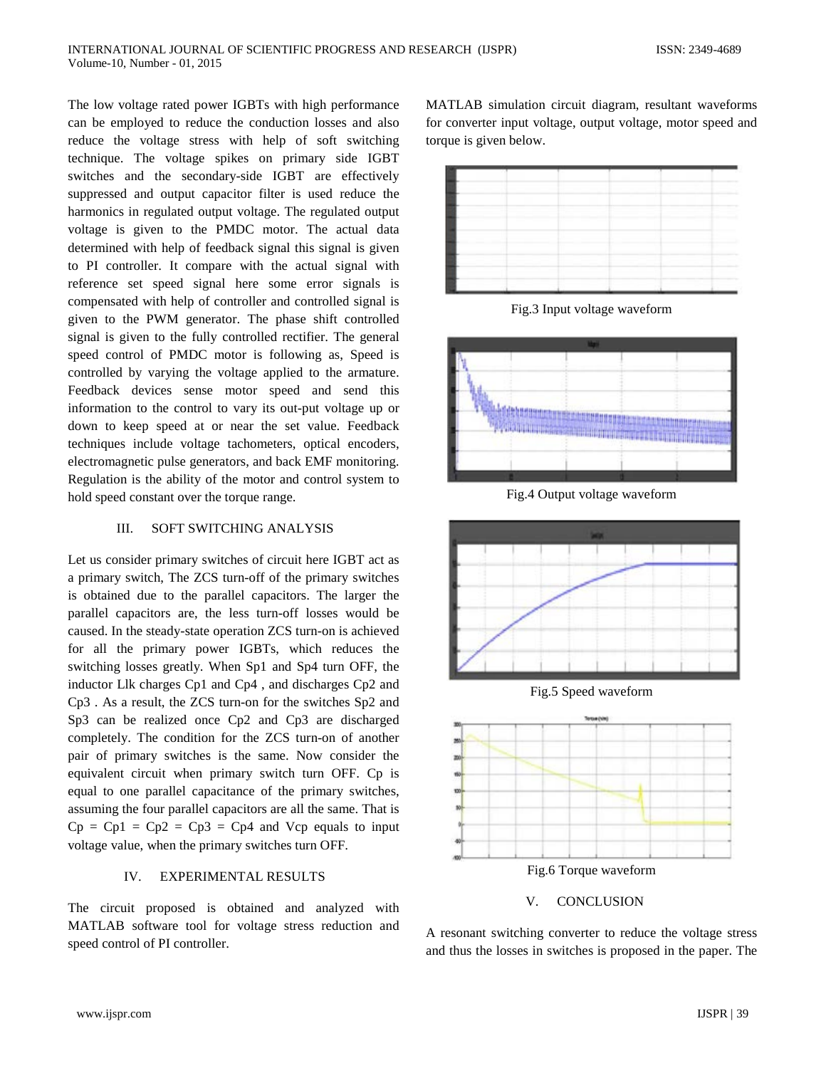The low voltage rated power IGBTs with high performance can be employed to reduce the conduction losses and also reduce the voltage stress with help of soft switching technique. The voltage spikes on primary side IGBT switches and the secondary-side IGBT are effectively suppressed and output capacitor filter is used reduce the harmonics in regulated output voltage. The regulated output voltage is given to the PMDC motor. The actual data determined with help of feedback signal this signal is given to PI controller. It compare with the actual signal with reference set speed signal here some error signals is compensated with help of controller and controlled signal is given to the PWM generator. The phase shift controlled signal is given to the fully controlled rectifier. The general speed control of PMDC motor is following as, Speed is controlled by varying the voltage applied to the armature. Feedback devices sense motor speed and send this information to the control to vary its out-put voltage up or down to keep speed at or near the set value. Feedback techniques include voltage tachometers, optical encoders, electromagnetic pulse generators, and back EMF monitoring. Regulation is the ability of the motor and control system to hold speed constant over the torque range.

## III. SOFT SWITCHING ANALYSIS

Let us consider primary switches of circuit here IGBT act as a primary switch, The ZCS turn-off of the primary switches is obtained due to the parallel capacitors. The larger the parallel capacitors are, the less turn-off losses would be caused. In the steady-state operation ZCS turn-on is achieved for all the primary power IGBTs, which reduces the switching losses greatly. When Sp1 and Sp4 turn OFF, the inductor Llk charges Cp1 and Cp4 , and discharges Cp2 and Cp3 . As a result, the ZCS turn-on for the switches Sp2 and Sp3 can be realized once Cp2 and Cp3 are discharged completely. The condition for the ZCS turn-on of another pair of primary switches is the same. Now consider the equivalent circuit when primary switch turn OFF. Cp is equal to one parallel capacitance of the primary switches, assuming the four parallel capacitors are all the same. That is Cp = Cp1 = Cp2 = Cp3 = Cp4 and Vcp equals to input voltage value, when the primary switches turn OFF.

## IV. EXPERIMENTAL RESULTS

The circuit proposed is obtained and analyzed with MATLAB software tool for voltage stress reduction and speed control of PI controller.

MATLAB simulation circuit diagram, resultant waveforms for converter input voltage, output voltage, motor speed and torque is given below.

Fig.3 Input voltage waveform

Fig.4 Output voltage waveform

Fig.5 Speed waveform

Fig.6 Torque waveform

## V. CONCLUSION

A resonant switching converter to reduce the voltage stress and thus the losses in switches is proposed in the paper. The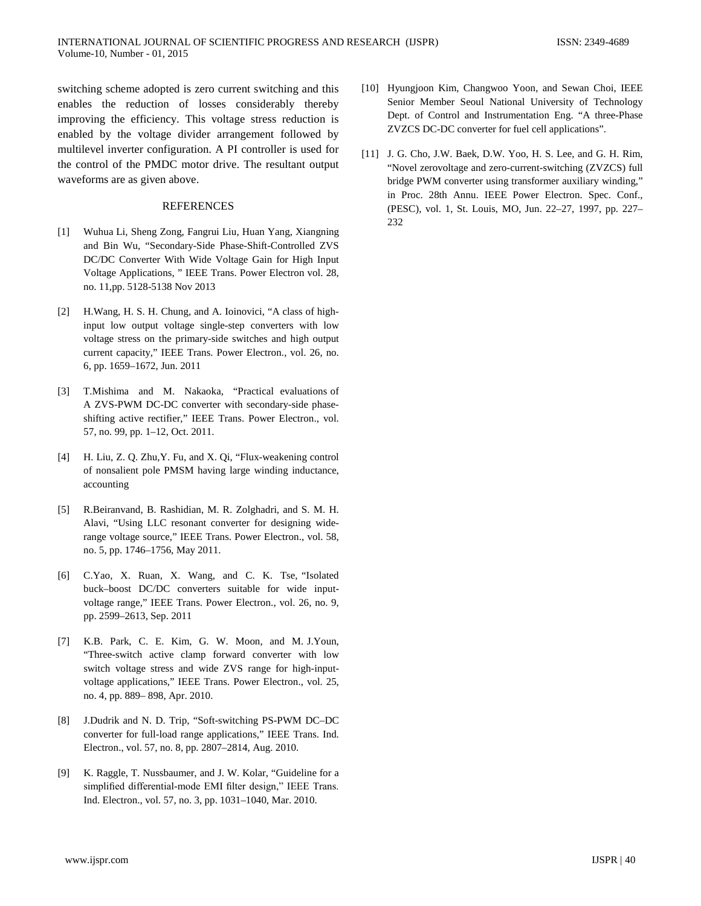switching scheme adopted is zero current switching and this enables the reduction of losses considerably thereby improving the efficiency. This voltage stress reduction is enabled by the voltage divider arrangement followed by multilevel inverter configuration. A PI controller is used for the control of the PMDC motor drive. The resultant output waveforms are as given above.

## REFERENCES

[1] Wuhua Li, Sheng Zong, Fangrui Liu, Huan Yang, Xiangning and Bin Wu, "Secondary-Side Phase-Shift-Controlled ZVS DC/DC Converter With Wide Voltage Gain for High Input Voltage Applications, " IEEE Trans. Power Electron vol. 28, no. 11,pp. 5128-5138 Nov 2013

[2] H.Wang, H. S. H. Chung, and A. Ioinovici, "A class of high-input low output voltage single-step converters with low voltage stress on the primary-side switches and high output current capacity," IEEE Trans. Power Electron., vol. 26, no. 6, pp. 1659–1672, Jun. 2011

[3] T.Mishima and M. Nakaoka, "Practical evaluations of A ZVS-PWM DC-DC converter with secondary-side phase-shifting active rectifier," IEEE Trans. Power Electron., vol. 57, no. 99, pp. 1–12, Oct. 2011.

[4] H. Liu, Z. Q. Zhu,Y. Fu, and X. Qi, "Flux-weakening control of nonsalient pole PMSM having large winding inductance, accounting

[5] R.Beiranvand, B. Rashidian, M. R. Zolghadri, and S. M. H. Alavi, "Using LLC resonant converter for designing wide-range voltage source," IEEE Trans. Power Electron., vol. 58, no. 5, pp. 1746–1756, May 2011.

[6] C.Yao, X. Ruan, X. Wang, and C. K. Tse, "Isolated buck–boost DC/DC converters suitable for wide input-voltage range," IEEE Trans. Power Electron., vol. 26, no. 9, pp. 2599–2613, Sep. 2011

[7] K.B. Park, C. E. Kim, G. W. Moon, and M. J.Youn, "Three-switch active clamp forward converter with low switch voltage stress and wide ZVS range for high-input-voltage applications," IEEE Trans. Power Electron., vol. 25, no. 4, pp. 889– 898, Apr. 2010.

[8] J.Dudrik and N. D. Trip, "Soft-switching PS-PWM DC–DC converter for full-load range applications," IEEE Trans. Ind. Electron., vol. 57, no. 8, pp. 2807–2814, Aug. 2010.

[9] K. Raggle, T. Nussbaumer, and J. W. Kolar, "Guideline for a simplified differential-mode EMI filter design," IEEE Trans. Ind. Electron., vol. 57, no. 3, pp. 1031–1040, Mar. 2010.

[10] Hyungjoon Kim, Changwoo Yoon, and Sewan Choi, IEEE Senior Member Seoul National University of Technology Dept. of Control and Instrumentation Eng. "A three-Phase ZVZCS DC-DC converter for fuel cell applications".

[11] J. G. Cho, J.W. Baek, D.W. Yoo, H. S. Lee, and G. H. Rim, "Novel zerovoltage and zero-current-switching (ZVZCS) full bridge PWM converter using transformer auxiliary winding," in Proc. 28th Annu. IEEE Power Electron. Spec. Conf., (PESC), vol. 1, St. Louis, MO, Jun. 22–27, 1997, pp. 227–232